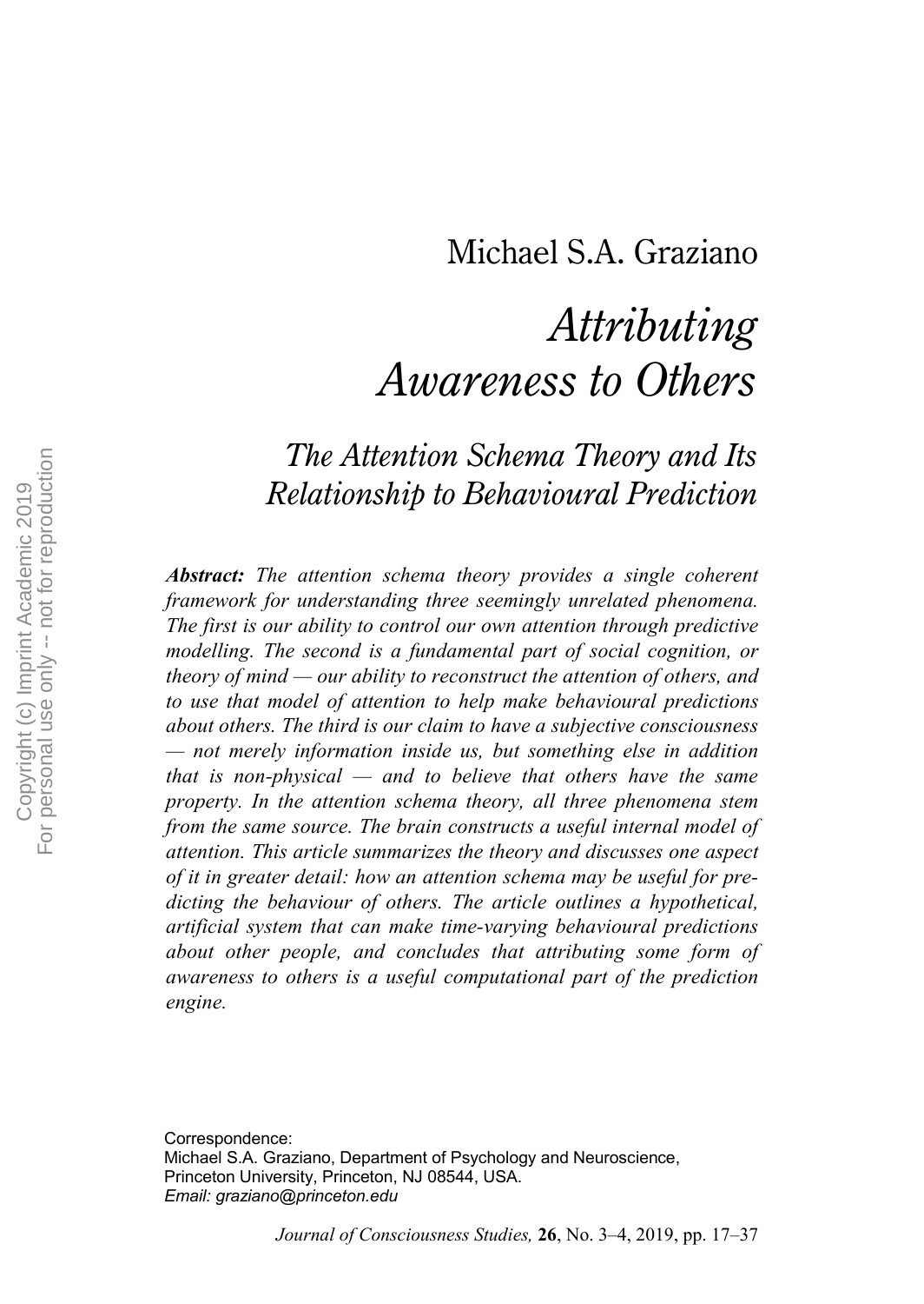Michael S.A. Graziano

# *Attributing Awareness to Others*

## *The Attention Schema Theory and Its Relationship to Behavioural Prediction*

***Abstract:*** *The attention schema theory provides a single coherent framework for understanding three seemingly unrelated phenomena. The first is our ability to control our own attention through predictive modelling. The second is a fundamental part of social cognition, or theory of mind — our ability to reconstruct the attention of others, and to use that model of attention to help make behavioural predictions about others. The third is our claim to have a subjective consciousness — not merely information inside us, but something else in addition that is non-physical — and to believe that others have the same property. In the attention schema theory, all three phenomena stem from the same source. The brain constructs a useful internal model of attention. This article summarizes the theory and discusses one aspect of it in greater detail: how an attention schema may be useful for predicting the behaviour of others. The article outlines a hypothetical, artificial system that can make time-varying behavioural predictions about other people, and concludes that attributing some form of awareness to others is a useful computational part of the prediction engine.*

Correspondence:
Michael S.A. Graziano, Department of Psychology and Neuroscience, Princeton University, Princeton, NJ 08544, USA.
*Email: graziano@princeton.edu*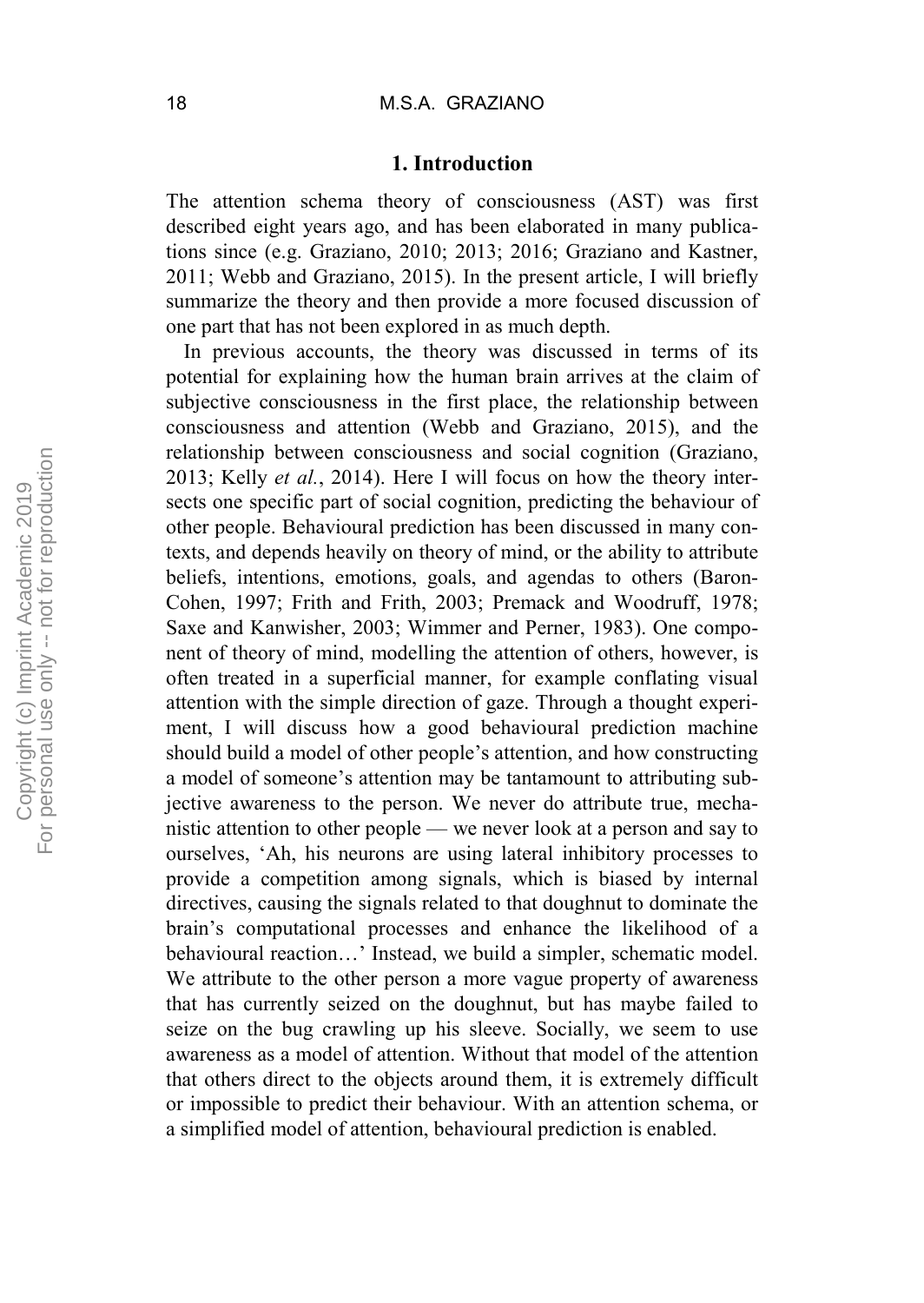## 1. Introduction

The attention schema theory of consciousness (AST) was first described eight years ago, and has been elaborated in many publications since (e.g. Graziano, 2010; 2013; 2016; Graziano and Kastner, 2011; Webb and Graziano, 2015). In the present article, I will briefly summarize the theory and then provide a more focused discussion of one part that has not been explored in as much depth.

In previous accounts, the theory was discussed in terms of its potential for explaining how the human brain arrives at the claim of subjective consciousness in the first place, the relationship between consciousness and attention (Webb and Graziano, 2015), and the relationship between consciousness and social cognition (Graziano, 2013; Kelly *et al.*, 2014). Here I will focus on how the theory intersects one specific part of social cognition, predicting the behaviour of other people. Behavioural prediction has been discussed in many contexts, and depends heavily on theory of mind, or the ability to attribute beliefs, intentions, emotions, goals, and agendas to others (Baron-Cohen, 1997; Frith and Frith, 2003; Premack and Woodruff, 1978; Saxe and Kanwisher, 2003; Wimmer and Perner, 1983). One component of theory of mind, modelling the attention of others, however, is often treated in a superficial manner, for example conflating visual attention with the simple direction of gaze. Through a thought experiment, I will discuss how a good behavioural prediction machine should build a model of other people's attention, and how constructing a model of someone's attention may be tantamount to attributing subjective awareness to the person. We never do attribute true, mechanistic attention to other people — we never look at a person and say to ourselves, 'Ah, his neurons are using lateral inhibitory processes to provide a competition among signals, which is biased by internal directives, causing the signals related to that doughnut to dominate the brain's computational processes and enhance the likelihood of a behavioural reaction…' Instead, we build a simpler, schematic model. We attribute to the other person a more vague property of awareness that has currently seized on the doughnut, but has maybe failed to seize on the bug crawling up his sleeve. Socially, we seem to use awareness as a model of attention. Without that model of the attention that others direct to the objects around them, it is extremely difficult or impossible to predict their behaviour. With an attention schema, or a simplified model of attention, behavioural prediction is enabled.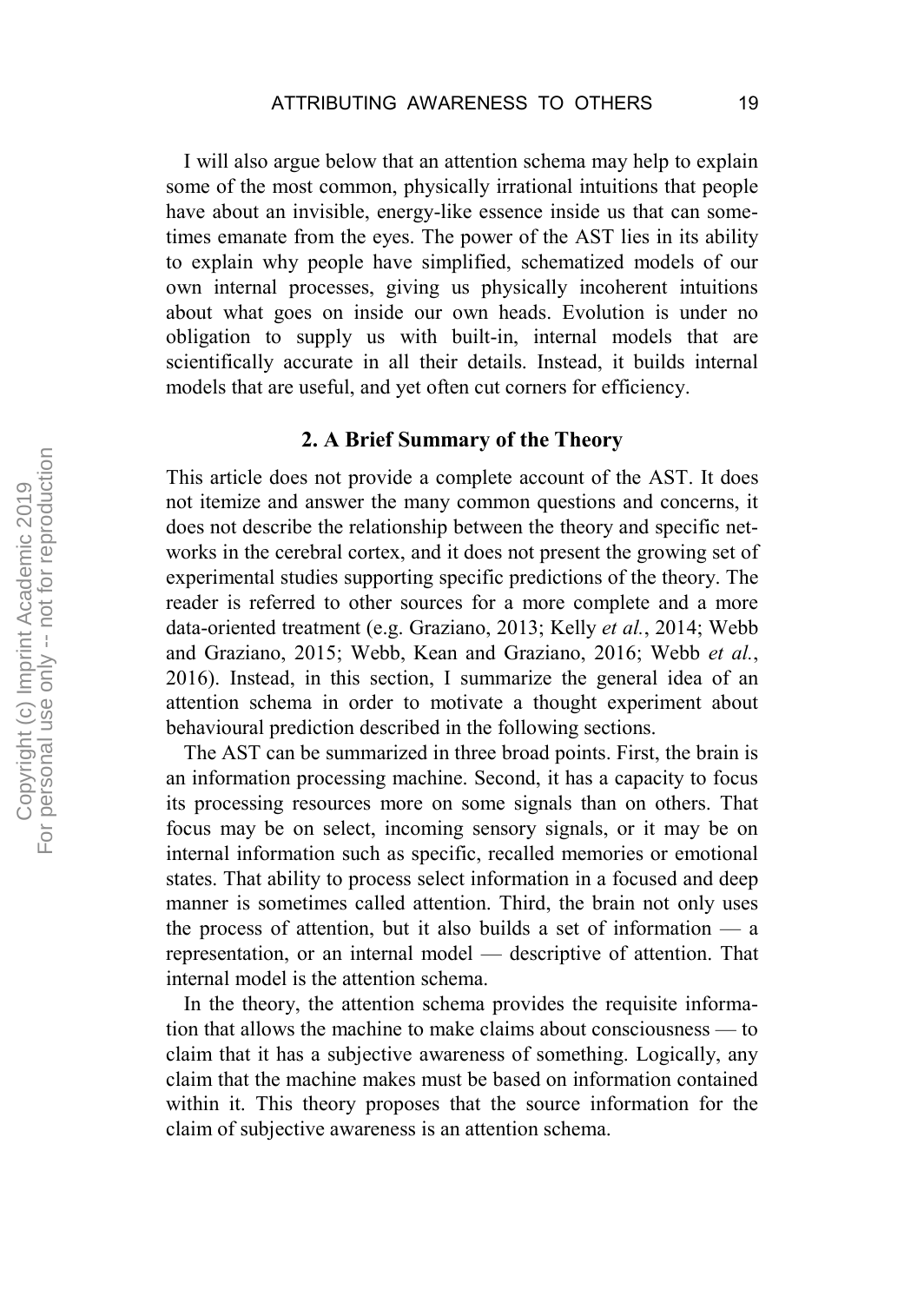I will also argue below that an attention schema may help to explain some of the most common, physically irrational intuitions that people have about an invisible, energy-like essence inside us that can sometimes emanate from the eyes. The power of the AST lies in its ability to explain why people have simplified, schematized models of our own internal processes, giving us physically incoherent intuitions about what goes on inside our own heads. Evolution is under no obligation to supply us with built-in, internal models that are scientifically accurate in all their details. Instead, it builds internal models that are useful, and yet often cut corners for efficiency.

## 2. A Brief Summary of the Theory

This article does not provide a complete account of the AST. It does not itemize and answer the many common questions and concerns, it does not describe the relationship between the theory and specific networks in the cerebral cortex, and it does not present the growing set of experimental studies supporting specific predictions of the theory. The reader is referred to other sources for a more complete and a more data-oriented treatment (e.g. Graziano, 2013; Kelly *et al.*, 2014; Webb and Graziano, 2015; Webb, Kean and Graziano, 2016; Webb *et al.*, 2016). Instead, in this section, I summarize the general idea of an attention schema in order to motivate a thought experiment about behavioural prediction described in the following sections.

The AST can be summarized in three broad points. First, the brain is an information processing machine. Second, it has a capacity to focus its processing resources more on some signals than on others. That focus may be on select, incoming sensory signals, or it may be on internal information such as specific, recalled memories or emotional states. That ability to process select information in a focused and deep manner is sometimes called attention. Third, the brain not only uses the process of attention, but it also builds a set of information — a representation, or an internal model — descriptive of attention. That internal model is the attention schema.

In the theory, the attention schema provides the requisite information that allows the machine to make claims about consciousness — to claim that it has a subjective awareness of something. Logically, any claim that the machine makes must be based on information contained within it. This theory proposes that the source information for the claim of subjective awareness is an attention schema.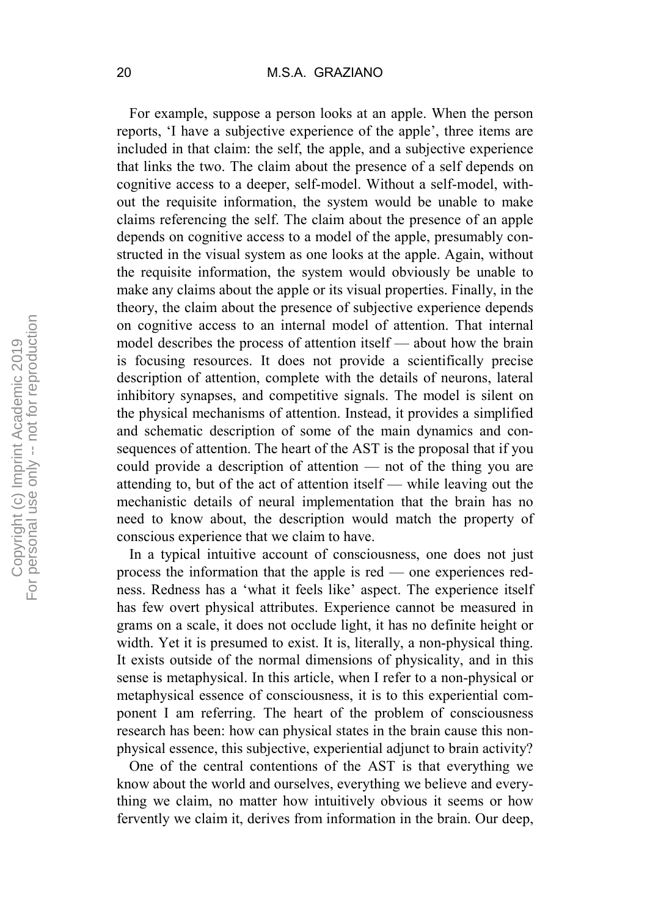For example, suppose a person looks at an apple. When the person reports, 'I have a subjective experience of the apple', three items are included in that claim: the self, the apple, and a subjective experience that links the two. The claim about the presence of a self depends on cognitive access to a deeper, self-model. Without a self-model, without the requisite information, the system would be unable to make claims referencing the self. The claim about the presence of an apple depends on cognitive access to a model of the apple, presumably constructed in the visual system as one looks at the apple. Again, without the requisite information, the system would obviously be unable to make any claims about the apple or its visual properties. Finally, in the theory, the claim about the presence of subjective experience depends on cognitive access to an internal model of attention. That internal model describes the process of attention itself — about how the brain is focusing resources. It does not provide a scientifically precise description of attention, complete with the details of neurons, lateral inhibitory synapses, and competitive signals. The model is silent on the physical mechanisms of attention. Instead, it provides a simplified and schematic description of some of the main dynamics and consequences of attention. The heart of the AST is the proposal that if you could provide a description of attention — not of the thing you are attending to, but of the act of attention itself — while leaving out the mechanistic details of neural implementation that the brain has no need to know about, the description would match the property of conscious experience that we claim to have.

In a typical intuitive account of consciousness, one does not just process the information that the apple is red — one experiences redness. Redness has a 'what it feels like' aspect. The experience itself has few overt physical attributes. Experience cannot be measured in grams on a scale, it does not occlude light, it has no definite height or width. Yet it is presumed to exist. It is, literally, a non-physical thing. It exists outside of the normal dimensions of physicality, and in this sense is metaphysical. In this article, when I refer to a non-physical or metaphysical essence of consciousness, it is to this experiential component I am referring. The heart of the problem of consciousness research has been: how can physical states in the brain cause this non-physical essence, this subjective, experiential adjunct to brain activity?

One of the central contentions of the AST is that everything we know about the world and ourselves, everything we believe and everything we claim, no matter how intuitively obvious it seems or how fervently we claim it, derives from information in the brain. Our deep,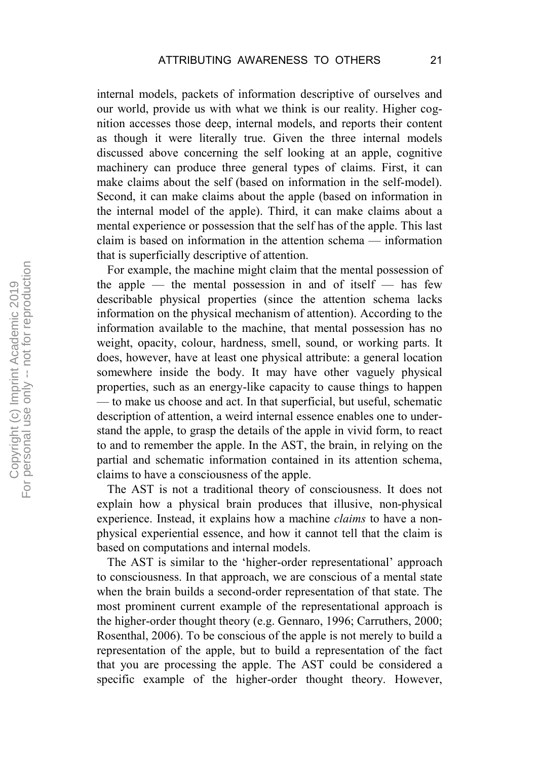internal models, packets of information descriptive of ourselves and our world, provide us with what we think is our reality. Higher cognition accesses those deep, internal models, and reports their content as though it were literally true. Given the three internal models discussed above concerning the self looking at an apple, cognitive machinery can produce three general types of claims. First, it can make claims about the self (based on information in the self-model). Second, it can make claims about the apple (based on information in the internal model of the apple). Third, it can make claims about a mental experience or possession that the self has of the apple. This last claim is based on information in the attention schema — information that is superficially descriptive of attention.

For example, the machine might claim that the mental possession of the apple — the mental possession in and of itself — has few describable physical properties (since the attention schema lacks information on the physical mechanism of attention). According to the information available to the machine, that mental possession has no weight, opacity, colour, hardness, smell, sound, or working parts. It does, however, have at least one physical attribute: a general location somewhere inside the body. It may have other vaguely physical properties, such as an energy-like capacity to cause things to happen — to make us choose and act. In that superficial, but useful, schematic description of attention, a weird internal essence enables one to understand the apple, to grasp the details of the apple in vivid form, to react to and to remember the apple. In the AST, the brain, in relying on the partial and schematic information contained in its attention schema, claims to have a consciousness of the apple.

The AST is not a traditional theory of consciousness. It does not explain how a physical brain produces that illusive, non-physical experience. Instead, it explains how a machine *claims* to have a non-physical experiential essence, and how it cannot tell that the claim is based on computations and internal models.

The AST is similar to the 'higher-order representational' approach to consciousness. In that approach, we are conscious of a mental state when the brain builds a second-order representation of that state. The most prominent current example of the representational approach is the higher-order thought theory (e.g. Gennaro, 1996; Carruthers, 2000; Rosenthal, 2006). To be conscious of the apple is not merely to build a representation of the apple, but to build a representation of the fact that you are processing the apple. The AST could be considered a specific example of the higher-order thought theory. However,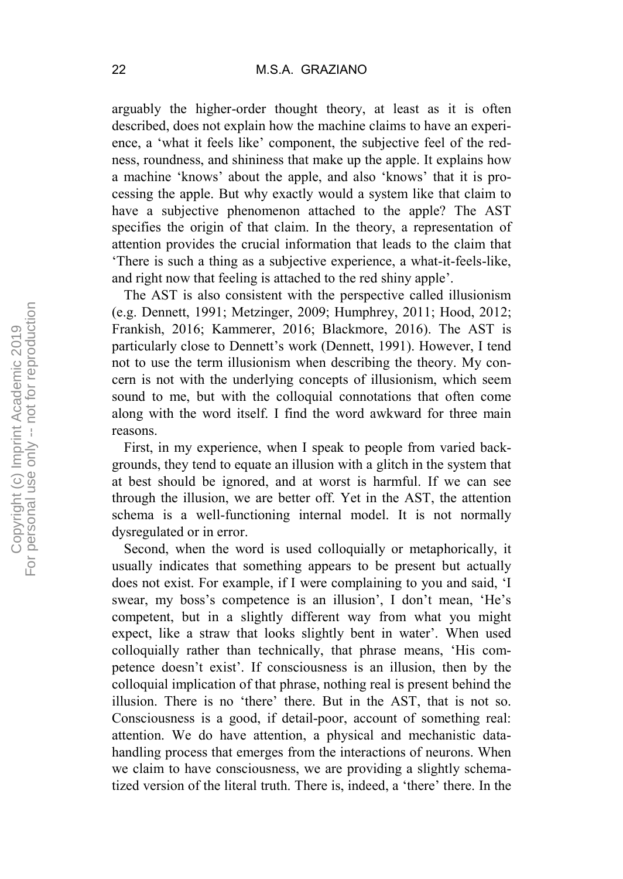arguably the higher-order thought theory, at least as it is often described, does not explain how the machine claims to have an experience, a 'what it feels like' component, the subjective feel of the redness, roundness, and shininess that make up the apple. It explains how a machine 'knows' about the apple, and also 'knows' that it is processing the apple. But why exactly would a system like that claim to have a subjective phenomenon attached to the apple? The AST specifies the origin of that claim. In the theory, a representation of attention provides the crucial information that leads to the claim that 'There is such a thing as a subjective experience, a what-it-feels-like, and right now that feeling is attached to the red shiny apple'.

The AST is also consistent with the perspective called illusionism (e.g. Dennett, 1991; Metzinger, 2009; Humphrey, 2011; Hood, 2012; Frankish, 2016; Kammerer, 2016; Blackmore, 2016). The AST is particularly close to Dennett's work (Dennett, 1991). However, I tend not to use the term illusionism when describing the theory. My concern is not with the underlying concepts of illusionism, which seem sound to me, but with the colloquial connotations that often come along with the word itself. I find the word awkward for three main reasons.

First, in my experience, when I speak to people from varied backgrounds, they tend to equate an illusion with a glitch in the system that at best should be ignored, and at worst is harmful. If we can see through the illusion, we are better off. Yet in the AST, the attention schema is a well-functioning internal model. It is not normally dysregulated or in error.

Second, when the word is used colloquially or metaphorically, it usually indicates that something appears to be present but actually does not exist. For example, if I were complaining to you and said, 'I swear, my boss's competence is an illusion', I don't mean, 'He's competent, but in a slightly different way from what you might expect, like a straw that looks slightly bent in water'. When used colloquially rather than technically, that phrase means, 'His competence doesn't exist'. If consciousness is an illusion, then by the colloquial implication of that phrase, nothing real is present behind the illusion. There is no 'there' there. But in the AST, that is not so. Consciousness is a good, if detail-poor, account of something real: attention. We do have attention, a physical and mechanistic data-handling process that emerges from the interactions of neurons. When we claim to have consciousness, we are providing a slightly schematized version of the literal truth. There is, indeed, a 'there' there. In the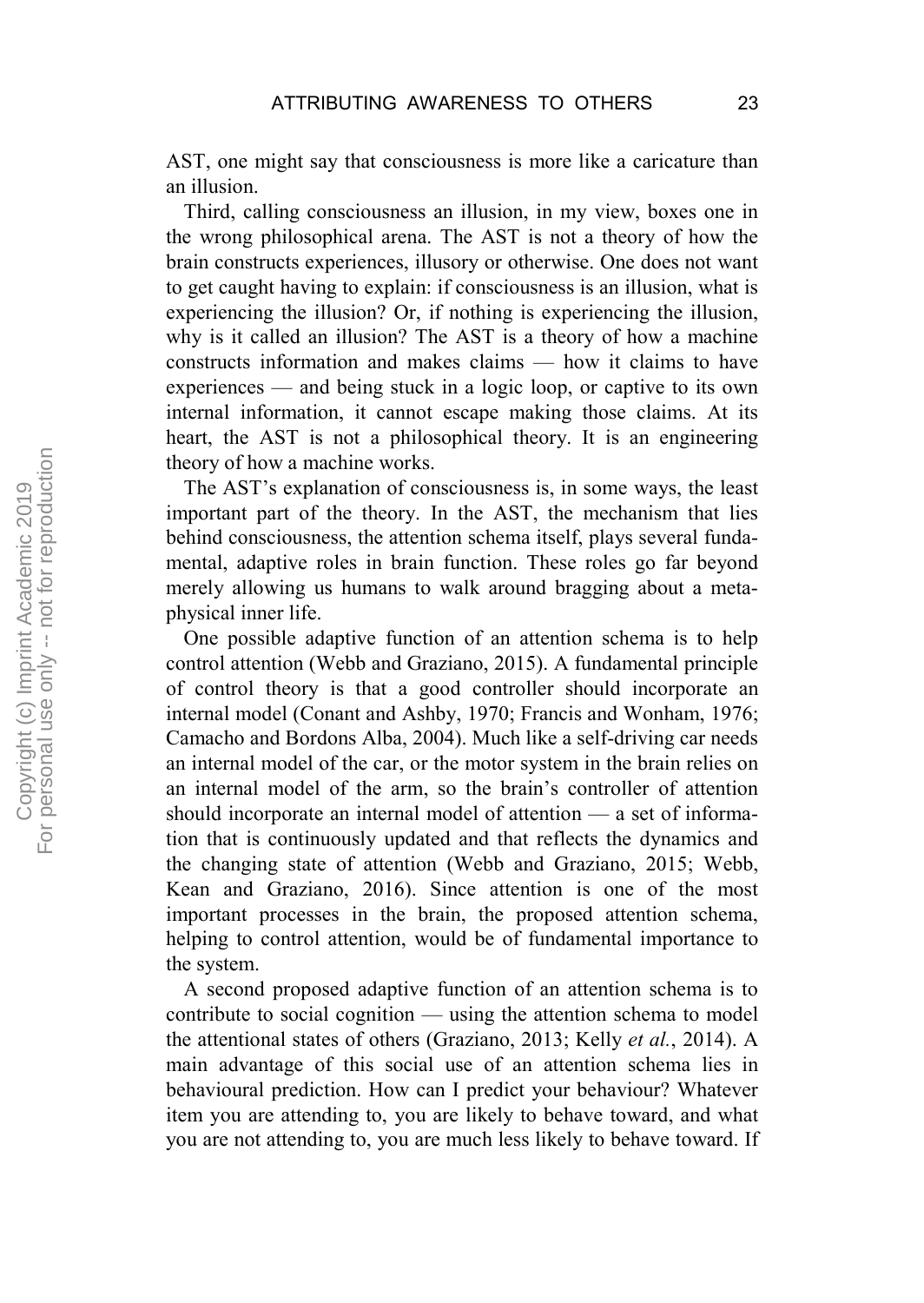AST, one might say that consciousness is more like a caricature than an illusion.

Third, calling consciousness an illusion, in my view, boxes one in the wrong philosophical arena. The AST is not a theory of how the brain constructs experiences, illusory or otherwise. One does not want to get caught having to explain: if consciousness is an illusion, what is experiencing the illusion? Or, if nothing is experiencing the illusion, why is it called an illusion? The AST is a theory of how a machine constructs information and makes claims — how it claims to have experiences — and being stuck in a logic loop, or captive to its own internal information, it cannot escape making those claims. At its heart, the AST is not a philosophical theory. It is an engineering theory of how a machine works.

The AST's explanation of consciousness is, in some ways, the least important part of the theory. In the AST, the mechanism that lies behind consciousness, the attention schema itself, plays several fundamental, adaptive roles in brain function. These roles go far beyond merely allowing us humans to walk around bragging about a metaphysical inner life.

One possible adaptive function of an attention schema is to help control attention (Webb and Graziano, 2015). A fundamental principle of control theory is that a good controller should incorporate an internal model (Conant and Ashby, 1970; Francis and Wonham, 1976; Camacho and Bordons Alba, 2004). Much like a self-driving car needs an internal model of the car, or the motor system in the brain relies on an internal model of the arm, so the brain's controller of attention should incorporate an internal model of attention — a set of information that is continuously updated and that reflects the dynamics and the changing state of attention (Webb and Graziano, 2015; Webb, Kean and Graziano, 2016). Since attention is one of the most important processes in the brain, the proposed attention schema, helping to control attention, would be of fundamental importance to the system.

A second proposed adaptive function of an attention schema is to contribute to social cognition — using the attention schema to model the attentional states of others (Graziano, 2013; Kelly *et al.*, 2014). A main advantage of this social use of an attention schema lies in behavioural prediction. How can I predict your behaviour? Whatever item you are attending to, you are likely to behave toward, and what you are not attending to, you are much less likely to behave toward. If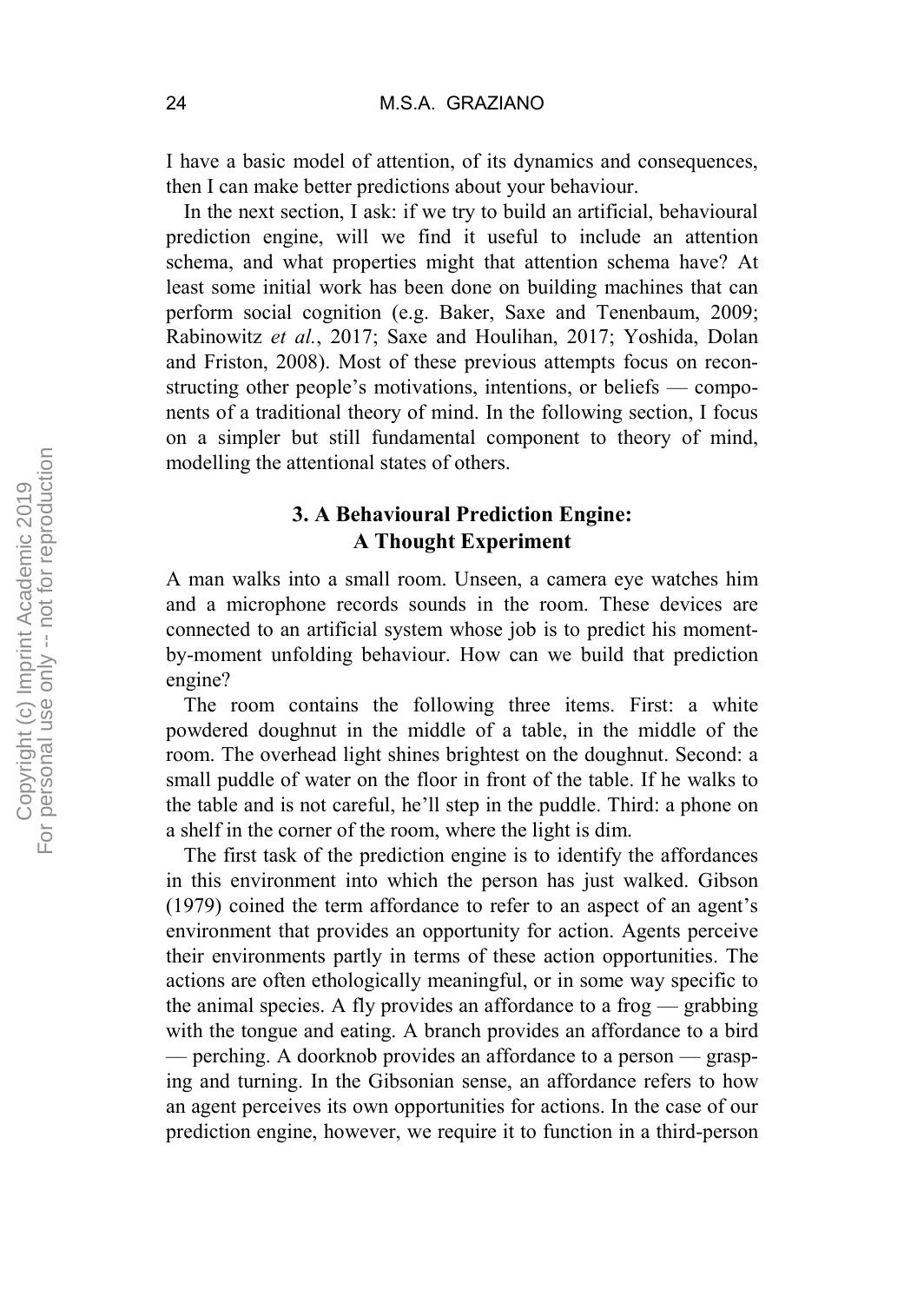I have a basic model of attention, of its dynamics and consequences, then I can make better predictions about your behaviour.

In the next section, I ask: if we try to build an artificial, behavioural prediction engine, will we find it useful to include an attention schema, and what properties might that attention schema have? At least some initial work has been done on building machines that can perform social cognition (e.g. Baker, Saxe and Tenenbaum, 2009; Rabinowitz *et al.*, 2017; Saxe and Houlihan, 2017; Yoshida, Dolan and Friston, 2008). Most of these previous attempts focus on reconstructing other people's motivations, intentions, or beliefs — components of a traditional theory of mind. In the following section, I focus on a simpler but still fundamental component to theory of mind, modelling the attentional states of others.

## 3. A Behavioural Prediction Engine: A Thought Experiment

A man walks into a small room. Unseen, a camera eye watches him and a microphone records sounds in the room. These devices are connected to an artificial system whose job is to predict his moment-by-moment unfolding behaviour. How can we build that prediction engine?

The room contains the following three items. First: a white powdered doughnut in the middle of a table, in the middle of the room. The overhead light shines brightest on the doughnut. Second: a small puddle of water on the floor in front of the table. If he walks to the table and is not careful, he'll step in the puddle. Third: a phone on a shelf in the corner of the room, where the light is dim.

The first task of the prediction engine is to identify the affordances in this environment into which the person has just walked. Gibson (1979) coined the term affordance to refer to an aspect of an agent's environment that provides an opportunity for action. Agents perceive their environments partly in terms of these action opportunities. The actions are often ethologically meaningful, or in some way specific to the animal species. A fly provides an affordance to a frog — grabbing with the tongue and eating. A branch provides an affordance to a bird — perching. A doorknob provides an affordance to a person — grasping and turning. In the Gibsonian sense, an affordance refers to how an agent perceives its own opportunities for actions. In the case of our prediction engine, however, we require it to function in a third-person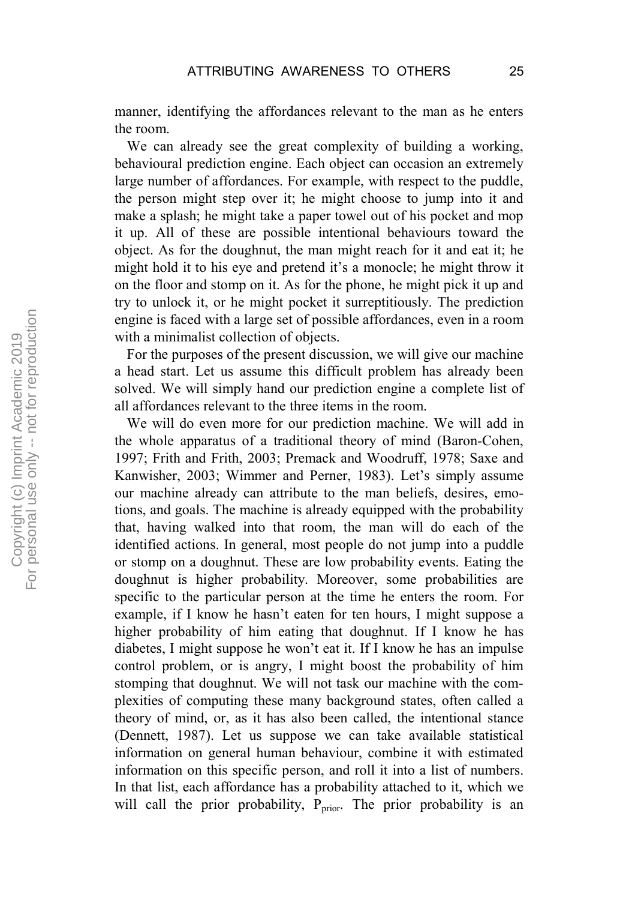manner, identifying the affordances relevant to the man as he enters the room.

We can already see the great complexity of building a working, behavioural prediction engine. Each object can occasion an extremely large number of affordances. For example, with respect to the puddle, the person might step over it; he might choose to jump into it and make a splash; he might take a paper towel out of his pocket and mop it up. All of these are possible intentional behaviours toward the object. As for the doughnut, the man might reach for it and eat it; he might hold it to his eye and pretend it's a monocle; he might throw it on the floor and stomp on it. As for the phone, he might pick it up and try to unlock it, or he might pocket it surreptitiously. The prediction engine is faced with a large set of possible affordances, even in a room with a minimalist collection of objects.

For the purposes of the present discussion, we will give our machine a head start. Let us assume this difficult problem has already been solved. We will simply hand our prediction engine a complete list of all affordances relevant to the three items in the room.

We will do even more for our prediction machine. We will add in the whole apparatus of a traditional theory of mind (Baron-Cohen, 1997; Frith and Frith, 2003; Premack and Woodruff, 1978; Saxe and Kanwisher, 2003; Wimmer and Perner, 1983). Let's simply assume our machine already can attribute to the man beliefs, desires, emotions, and goals. The machine is already equipped with the probability that, having walked into that room, the man will do each of the identified actions. In general, most people do not jump into a puddle or stomp on a doughnut. These are low probability events. Eating the doughnut is higher probability. Moreover, some probabilities are specific to the particular person at the time he enters the room. For example, if I know he hasn't eaten for ten hours, I might suppose a higher probability of him eating that doughnut. If I know he has diabetes, I might suppose he won't eat it. If I know he has an impulse control problem, or is angry, I might boost the probability of him stomping that doughnut. We will not task our machine with the complexities of computing these many background states, often called a theory of mind, or, as it has also been called, the intentional stance (Dennett, 1987). Let us suppose we can take available statistical information on general human behaviour, combine it with estimated information on this specific person, and roll it into a list of numbers. In that list, each affordance has a probability attached to it, which we will call the prior probability, $P_{prior}$. The prior probability is an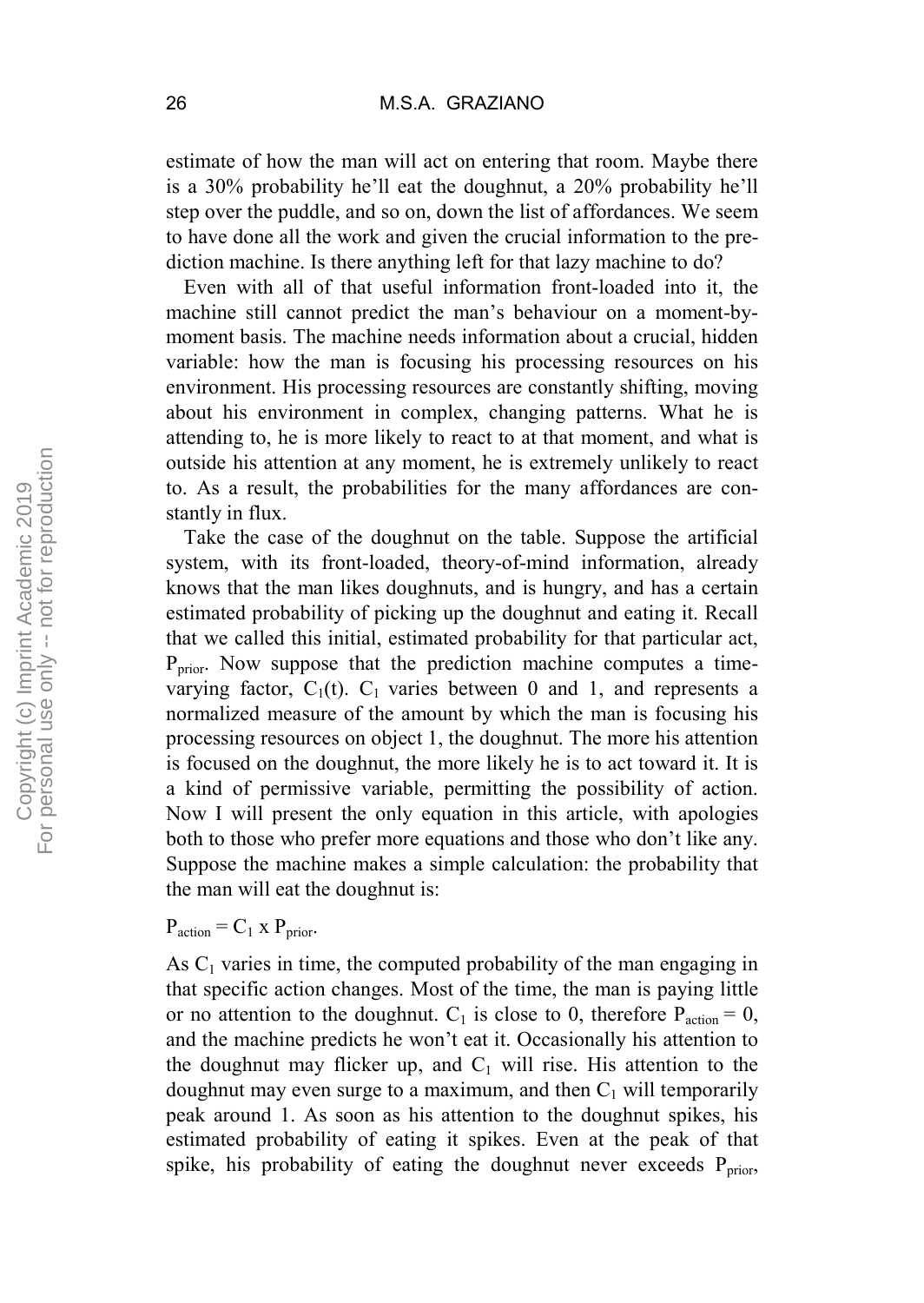estimate of how the man will act on entering that room. Maybe there is a 30% probability he'll eat the doughnut, a 20% probability he'll step over the puddle, and so on, down the list of affordances. We seem to have done all the work and given the crucial information to the prediction machine. Is there anything left for that lazy machine to do?

Even with all of that useful information front-loaded into it, the machine still cannot predict the man's behaviour on a moment-by-moment basis. The machine needs information about a crucial, hidden variable: how the man is focusing his processing resources on his environment. His processing resources are constantly shifting, moving about his environment in complex, changing patterns. What he is attending to, he is more likely to react to at that moment, and what is outside his attention at any moment, he is extremely unlikely to react to. As a result, the probabilities for the many affordances are constantly in flux.

Take the case of the doughnut on the table. Suppose the artificial system, with its front-loaded, theory-of-mind information, already knows that the man likes doughnuts, and is hungry, and has a certain estimated probability of picking up the doughnut and eating it. Recall that we called this initial, estimated probability for that particular act, $P_{prior}$. Now suppose that the prediction machine computes a time-varying factor, $C_1(t)$. $C_1$ varies between 0 and 1, and represents a normalized measure of the amount by which the man is focusing his processing resources on object 1, the doughnut. The more his attention is focused on the doughnut, the more likely he is to act toward it. It is a kind of permissive variable, permitting the possibility of action. Now I will present the only equation in this article, with apologies both to those who prefer more equations and those who don't like any. Suppose the machine makes a simple calculation: the probability that the man will eat the doughnut is:

$$P_{action} = C_1 \times P_{prior}.$$

As $C_1$ varies in time, the computed probability of the man engaging in that specific action changes. Most of the time, the man is paying little or no attention to the doughnut. $C_1$ is close to 0, therefore $P_{action} = 0$, and the machine predicts he won't eat it. Occasionally his attention to the doughnut may flicker up, and $C_1$ will rise. His attention to the doughnut may even surge to a maximum, and then $C_1$ will temporarily peak around 1. As soon as his attention to the doughnut spikes, his estimated probability of eating it spikes. Even at the peak of that spike, his probability of eating the doughnut never exceeds $P_{prior}$,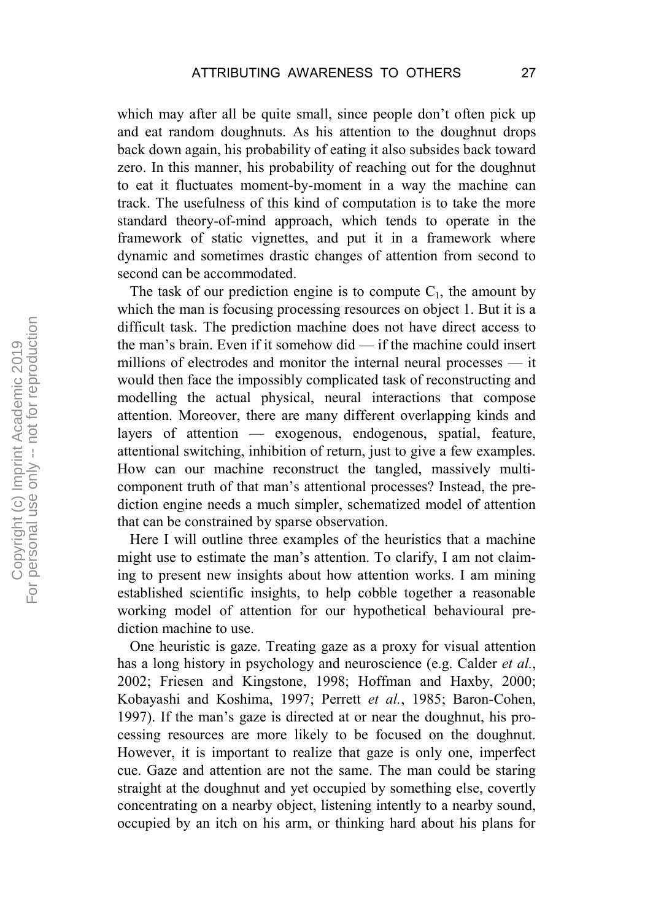which may after all be quite small, since people don't often pick up and eat random doughnuts. As his attention to the doughnut drops back down again, his probability of eating it also subsides back toward zero. In this manner, his probability of reaching out for the doughnut to eat it fluctuates moment-by-moment in a way the machine can track. The usefulness of this kind of computation is to take the more standard theory-of-mind approach, which tends to operate in the framework of static vignettes, and put it in a framework where dynamic and sometimes drastic changes of attention from second to second can be accommodated.

The task of our prediction engine is to compute $C_1$, the amount by which the man is focusing processing resources on object 1. But it is a difficult task. The prediction machine does not have direct access to the man's brain. Even if it somehow did — if the machine could insert millions of electrodes and monitor the internal neural processes — it would then face the impossibly complicated task of reconstructing and modelling the actual physical, neural interactions that compose attention. Moreover, there are many different overlapping kinds and layers of attention — exogenous, endogenous, spatial, feature, attentional switching, inhibition of return, just to give a few examples. How can our machine reconstruct the tangled, massively multi-component truth of that man's attentional processes? Instead, the prediction engine needs a much simpler, schematized model of attention that can be constrained by sparse observation.

Here I will outline three examples of the heuristics that a machine might use to estimate the man's attention. To clarify, I am not claiming to present new insights about how attention works. I am mining established scientific insights, to help cobble together a reasonable working model of attention for our hypothetical behavioural prediction machine to use.

One heuristic is gaze. Treating gaze as a proxy for visual attention has a long history in psychology and neuroscience (e.g. Calder *et al.*, 2002; Friesen and Kingstone, 1998; Hoffman and Haxby, 2000; Kobayashi and Koshima, 1997; Perrett *et al.*, 1985; Baron-Cohen, 1997). If the man's gaze is directed at or near the doughnut, his processing resources are more likely to be focused on the doughnut. However, it is important to realize that gaze is only one, imperfect cue. Gaze and attention are not the same. The man could be staring straight at the doughnut and yet occupied by something else, covertly concentrating on a nearby object, listening intently to a nearby sound, occupied by an itch on his arm, or thinking hard about his plans for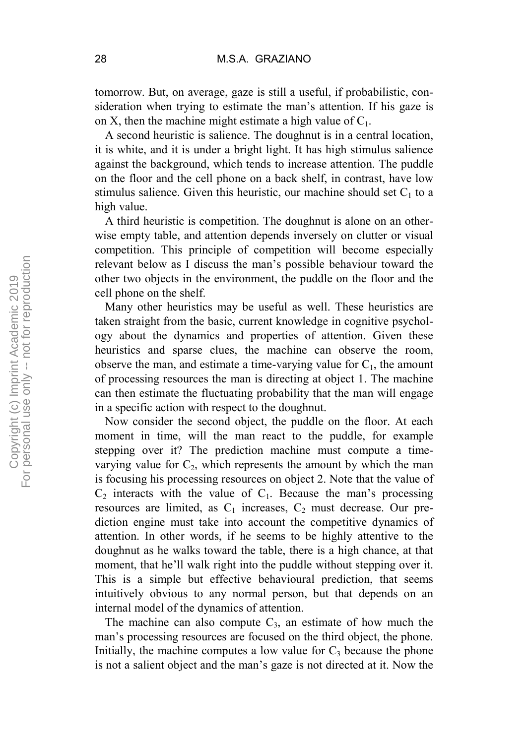tomorrow. But, on average, gaze is still a useful, if probabilistic, consideration when trying to estimate the man's attention. If his gaze is on X, then the machine might estimate a high value of $C_1$.

A second heuristic is salience. The doughnut is in a central location, it is white, and it is under a bright light. It has high stimulus salience against the background, which tends to increase attention. The puddle on the floor and the cell phone on a back shelf, in contrast, have low stimulus salience. Given this heuristic, our machine should set $C_1$ to a high value.

A third heuristic is competition. The doughnut is alone on an otherwise empty table, and attention depends inversely on clutter or visual competition. This principle of competition will become especially relevant below as I discuss the man's possible behaviour toward the other two objects in the environment, the puddle on the floor and the cell phone on the shelf.

Many other heuristics may be useful as well. These heuristics are taken straight from the basic, current knowledge in cognitive psychology about the dynamics and properties of attention. Given these heuristics and sparse clues, the machine can observe the room, observe the man, and estimate a time-varying value for $C_1$, the amount of processing resources the man is directing at object 1. The machine can then estimate the fluctuating probability that the man will engage in a specific action with respect to the doughnut.

Now consider the second object, the puddle on the floor. At each moment in time, will the man react to the puddle, for example stepping over it? The prediction machine must compute a time-varying value for $C_2$, which represents the amount by which the man is focusing his processing resources on object 2. Note that the value of $C_2$ interacts with the value of $C_1$. Because the man's processing resources are limited, as $C_1$ increases, $C_2$ must decrease. Our prediction engine must take into account the competitive dynamics of attention. In other words, if he seems to be highly attentive to the doughnut as he walks toward the table, there is a high chance, at that moment, that he'll walk right into the puddle without stepping over it. This is a simple but effective behavioural prediction, that seems intuitively obvious to any normal person, but that depends on an internal model of the dynamics of attention.

The machine can also compute $C_3$, an estimate of how much the man's processing resources are focused on the third object, the phone. Initially, the machine computes a low value for $C_3$ because the phone is not a salient object and the man's gaze is not directed at it. Now the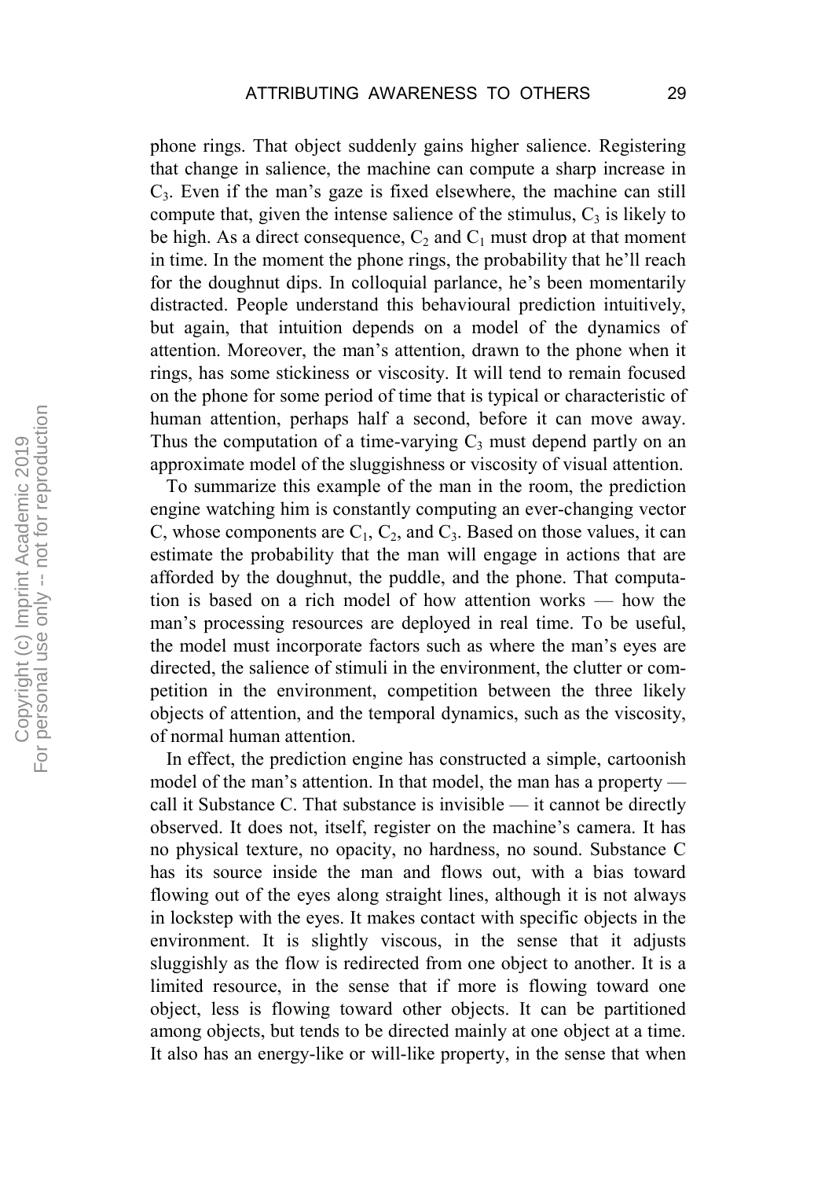phone rings. That object suddenly gains higher salience. Registering that change in salience, the machine can compute a sharp increase in $C_3$. Even if the man's gaze is fixed elsewhere, the machine can still compute that, given the intense salience of the stimulus, $C_3$ is likely to be high. As a direct consequence, $C_2$ and $C_1$ must drop at that moment in time. In the moment the phone rings, the probability that he'll reach for the doughnut dips. In colloquial parlance, he's been momentarily distracted. People understand this behavioural prediction intuitively, but again, that intuition depends on a model of the dynamics of attention. Moreover, the man's attention, drawn to the phone when it rings, has some stickiness or viscosity. It will tend to remain focused on the phone for some period of time that is typical or characteristic of human attention, perhaps half a second, before it can move away. Thus the computation of a time-varying $C_3$ must depend partly on an approximate model of the sluggishness or viscosity of visual attention.

To summarize this example of the man in the room, the prediction engine watching him is constantly computing an ever-changing vector C, whose components are $C_1$, $C_2$, and $C_3$. Based on those values, it can estimate the probability that the man will engage in actions that are afforded by the doughnut, the puddle, and the phone. That computation is based on a rich model of how attention works — how the man's processing resources are deployed in real time. To be useful, the model must incorporate factors such as where the man's eyes are directed, the salience of stimuli in the environment, the clutter or competition in the environment, competition between the three likely objects of attention, and the temporal dynamics, such as the viscosity, of normal human attention.

In effect, the prediction engine has constructed a simple, cartoonish model of the man's attention. In that model, the man has a property — call it Substance C. That substance is invisible — it cannot be directly observed. It does not, itself, register on the machine's camera. It has no physical texture, no opacity, no hardness, no sound. Substance C has its source inside the man and flows out, with a bias toward flowing out of the eyes along straight lines, although it is not always in lockstep with the eyes. It makes contact with specific objects in the environment. It is slightly viscous, in the sense that it adjusts sluggishly as the flow is redirected from one object to another. It is a limited resource, in the sense that if more is flowing toward one object, less is flowing toward other objects. It can be partitioned among objects, but tends to be directed mainly at one object at a time. It also has an energy-like or will-like property, in the sense that when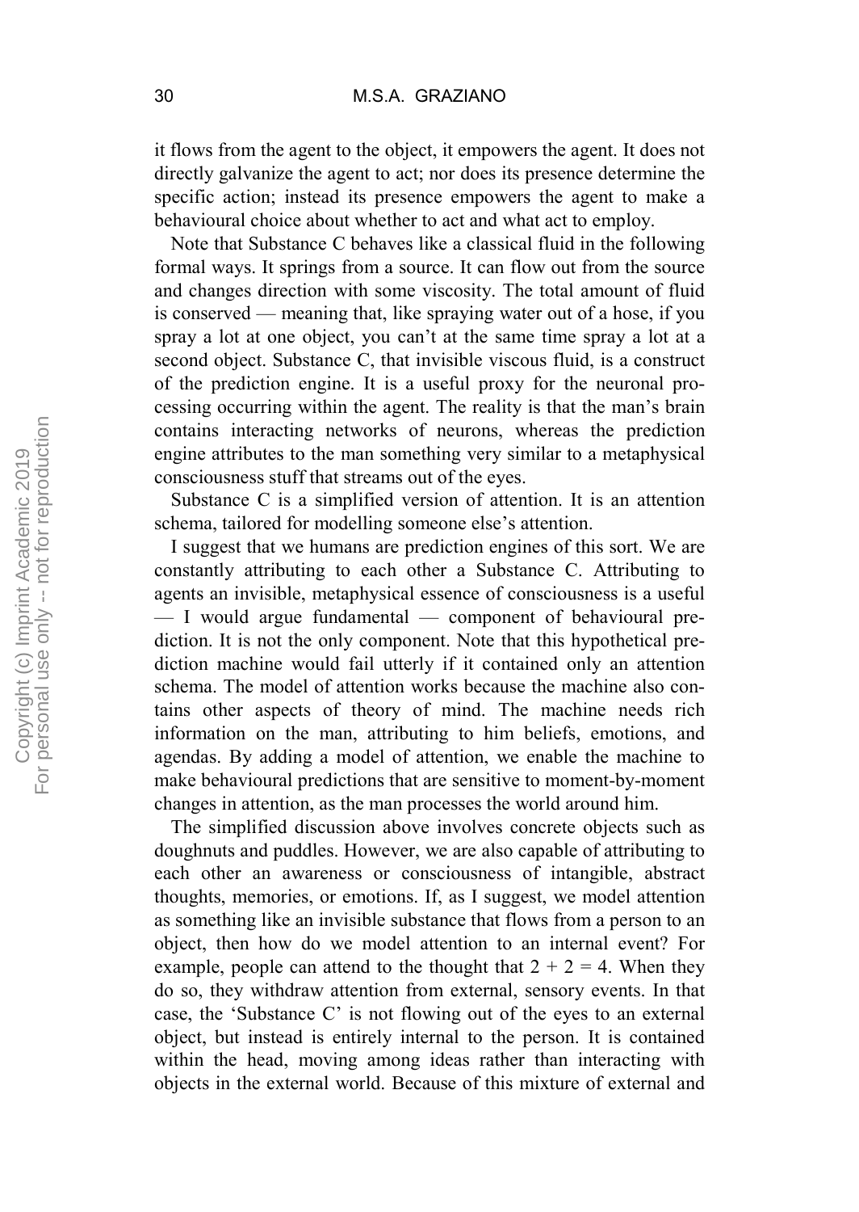it flows from the agent to the object, it empowers the agent. It does not directly galvanize the agent to act; nor does its presence determine the specific action; instead its presence empowers the agent to make a behavioural choice about whether to act and what act to employ.

Note that Substance C behaves like a classical fluid in the following formal ways. It springs from a source. It can flow out from the source and changes direction with some viscosity. The total amount of fluid is conserved — meaning that, like spraying water out of a hose, if you spray a lot at one object, you can't at the same time spray a lot at a second object. Substance C, that invisible viscous fluid, is a construct of the prediction engine. It is a useful proxy for the neuronal processing occurring within the agent. The reality is that the man's brain contains interacting networks of neurons, whereas the prediction engine attributes to the man something very similar to a metaphysical consciousness stuff that streams out of the eyes.

Substance C is a simplified version of attention. It is an attention schema, tailored for modelling someone else's attention.

I suggest that we humans are prediction engines of this sort. We are constantly attributing to each other a Substance C. Attributing to agents an invisible, metaphysical essence of consciousness is a useful — I would argue fundamental — component of behavioural prediction. It is not the only component. Note that this hypothetical prediction machine would fail utterly if it contained only an attention schema. The model of attention works because the machine also contains other aspects of theory of mind. The machine needs rich information on the man, attributing to him beliefs, emotions, and agendas. By adding a model of attention, we enable the machine to make behavioural predictions that are sensitive to moment-by-moment changes in attention, as the man processes the world around him.

The simplified discussion above involves concrete objects such as doughnuts and puddles. However, we are also capable of attributing to each other an awareness or consciousness of intangible, abstract thoughts, memories, or emotions. If, as I suggest, we model attention as something like an invisible substance that flows from a person to an object, then how do we model attention to an internal event? For example, people can attend to the thought that $2 + 2 = 4$. When they do so, they withdraw attention from external, sensory events. In that case, the 'Substance C' is not flowing out of the eyes to an external object, but instead is entirely internal to the person. It is contained within the head, moving among ideas rather than interacting with objects in the external world. Because of this mixture of external and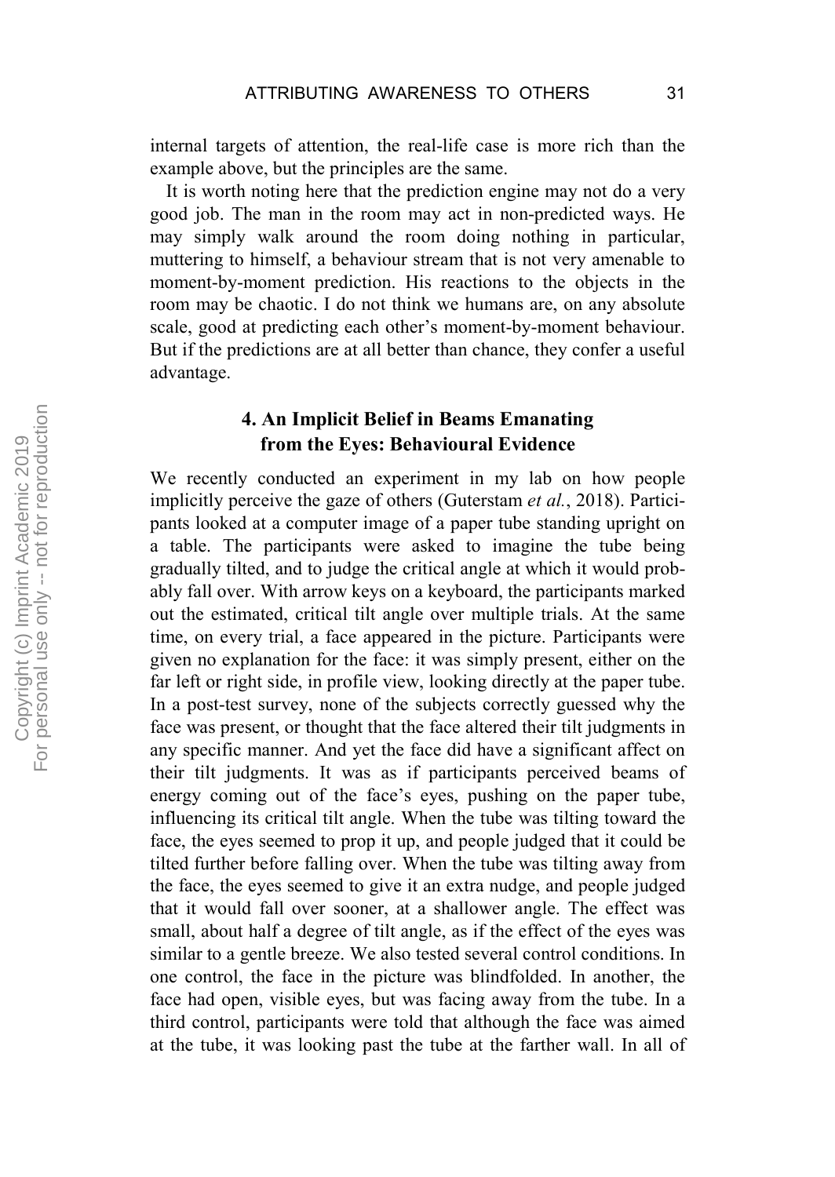internal targets of attention, the real-life case is more rich than the example above, but the principles are the same.

It is worth noting here that the prediction engine may not do a very good job. The man in the room may act in non-predicted ways. He may simply walk around the room doing nothing in particular, muttering to himself, a behaviour stream that is not very amenable to moment-by-moment prediction. His reactions to the objects in the room may be chaotic. I do not think we humans are, on any absolute scale, good at predicting each other's moment-by-moment behaviour. But if the predictions are at all better than chance, they confer a useful advantage.

## 4. An Implicit Belief in Beams Emanating from the Eyes: Behavioural Evidence

We recently conducted an experiment in my lab on how people implicitly perceive the gaze of others (Guterstam *et al.*, 2018). Participants looked at a computer image of a paper tube standing upright on a table. The participants were asked to imagine the tube being gradually tilted, and to judge the critical angle at which it would probably fall over. With arrow keys on a keyboard, the participants marked out the estimated, critical tilt angle over multiple trials. At the same time, on every trial, a face appeared in the picture. Participants were given no explanation for the face: it was simply present, either on the far left or right side, in profile view, looking directly at the paper tube. In a post-test survey, none of the subjects correctly guessed why the face was present, or thought that the face altered their tilt judgments in any specific manner. And yet the face did have a significant affect on their tilt judgments. It was as if participants perceived beams of energy coming out of the face's eyes, pushing on the paper tube, influencing its critical tilt angle. When the tube was tilting toward the face, the eyes seemed to prop it up, and people judged that it could be tilted further before falling over. When the tube was tilting away from the face, the eyes seemed to give it an extra nudge, and people judged that it would fall over sooner, at a shallower angle. The effect was small, about half a degree of tilt angle, as if the effect of the eyes was similar to a gentle breeze. We also tested several control conditions. In one control, the face in the picture was blindfolded. In another, the face had open, visible eyes, but was facing away from the tube. In a third control, participants were told that although the face was aimed at the tube, it was looking past the tube at the farther wall. In all of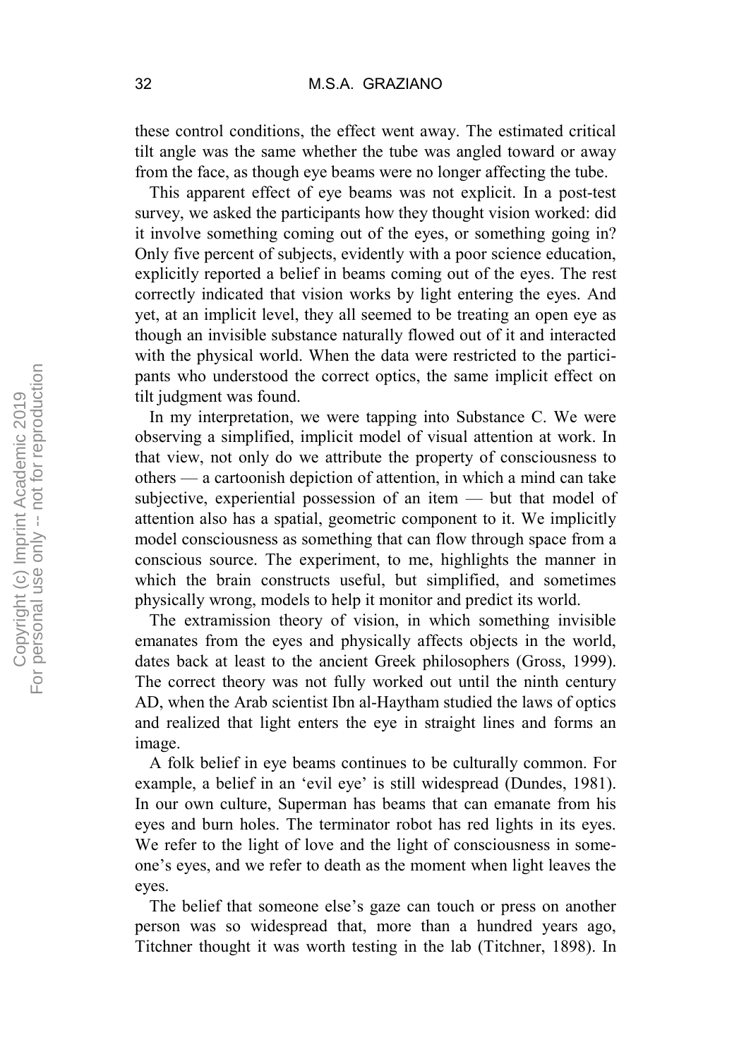these control conditions, the effect went away. The estimated critical tilt angle was the same whether the tube was angled toward or away from the face, as though eye beams were no longer affecting the tube.

This apparent effect of eye beams was not explicit. In a post-test survey, we asked the participants how they thought vision worked: did it involve something coming out of the eyes, or something going in? Only five percent of subjects, evidently with a poor science education, explicitly reported a belief in beams coming out of the eyes. The rest correctly indicated that vision works by light entering the eyes. And yet, at an implicit level, they all seemed to be treating an open eye as though an invisible substance naturally flowed out of it and interacted with the physical world. When the data were restricted to the participants who understood the correct optics, the same implicit effect on tilt judgment was found.

In my interpretation, we were tapping into Substance C. We were observing a simplified, implicit model of visual attention at work. In that view, not only do we attribute the property of consciousness to others — a cartoonish depiction of attention, in which a mind can take subjective, experiential possession of an item — but that model of attention also has a spatial, geometric component to it. We implicitly model consciousness as something that can flow through space from a conscious source. The experiment, to me, highlights the manner in which the brain constructs useful, but simplified, and sometimes physically wrong, models to help it monitor and predict its world.

The extramission theory of vision, in which something invisible emanates from the eyes and physically affects objects in the world, dates back at least to the ancient Greek philosophers (Gross, 1999). The correct theory was not fully worked out until the ninth century AD, when the Arab scientist Ibn al-Haytham studied the laws of optics and realized that light enters the eye in straight lines and forms an image.

A folk belief in eye beams continues to be culturally common. For example, a belief in an 'evil eye' is still widespread (Dundes, 1981). In our own culture, Superman has beams that can emanate from his eyes and burn holes. The terminator robot has red lights in its eyes. We refer to the light of love and the light of consciousness in someone's eyes, and we refer to death as the moment when light leaves the eyes.

The belief that someone else's gaze can touch or press on another person was so widespread that, more than a hundred years ago, Titchner thought it was worth testing in the lab (Titchner, 1898). In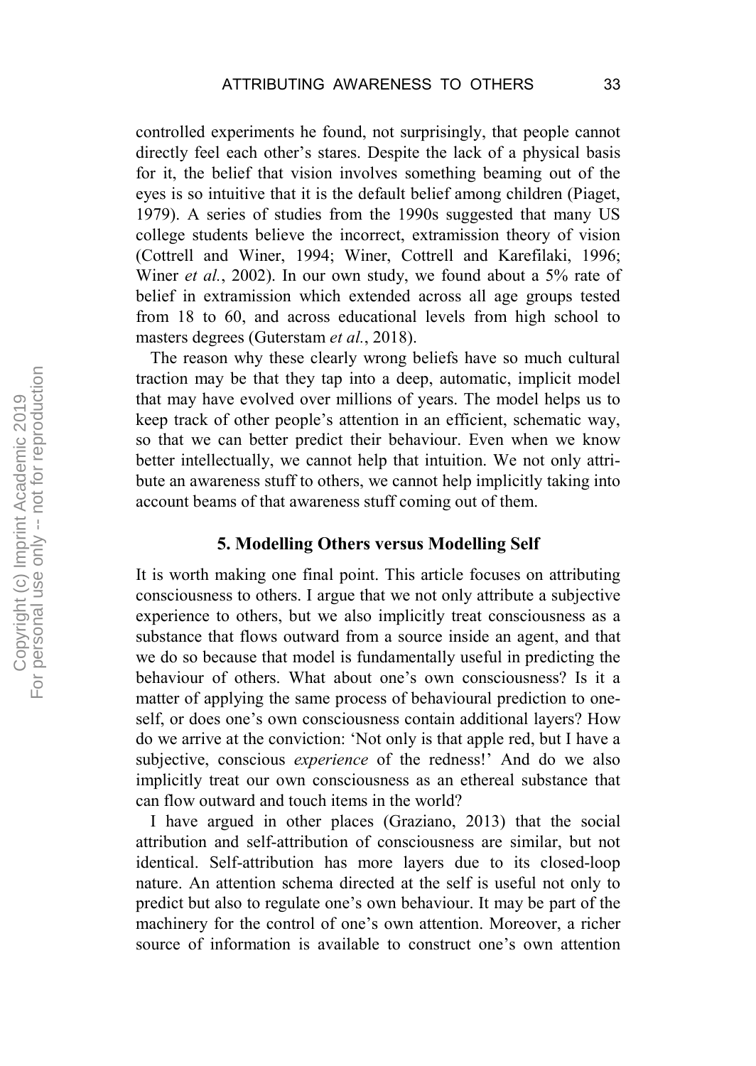controlled experiments he found, not surprisingly, that people cannot directly feel each other's stares. Despite the lack of a physical basis for it, the belief that vision involves something beaming out of the eyes is so intuitive that it is the default belief among children (Piaget, 1979). A series of studies from the 1990s suggested that many US college students believe the incorrect, extramission theory of vision (Cottrell and Winer, 1994; Winer, Cottrell and Karefilaki, 1996; Winer *et al.*, 2002). In our own study, we found about a 5% rate of belief in extramission which extended across all age groups tested from 18 to 60, and across educational levels from high school to masters degrees (Guterstam *et al.*, 2018).

The reason why these clearly wrong beliefs have so much cultural traction may be that they tap into a deep, automatic, implicit model that may have evolved over millions of years. The model helps us to keep track of other people's attention in an efficient, schematic way, so that we can better predict their behaviour. Even when we know better intellectually, we cannot help that intuition. We not only attribute an awareness stuff to others, we cannot help implicitly taking into account beams of that awareness stuff coming out of them.

## 5. Modelling Others versus Modelling Self

It is worth making one final point. This article focuses on attributing consciousness to others. I argue that we not only attribute a subjective experience to others, but we also implicitly treat consciousness as a substance that flows outward from a source inside an agent, and that we do so because that model is fundamentally useful in predicting the behaviour of others. What about one's own consciousness? Is it a matter of applying the same process of behavioural prediction to oneself, or does one's own consciousness contain additional layers? How do we arrive at the conviction: 'Not only is that apple red, but I have a subjective, conscious *experience* of the redness!' And do we also implicitly treat our own consciousness as an ethereal substance that can flow outward and touch items in the world?

I have argued in other places (Graziano, 2013) that the social attribution and self-attribution of consciousness are similar, but not identical. Self-attribution has more layers due to its closed-loop nature. An attention schema directed at the self is useful not only to predict but also to regulate one's own behaviour. It may be part of the machinery for the control of one's own attention. Moreover, a richer source of information is available to construct one's own attention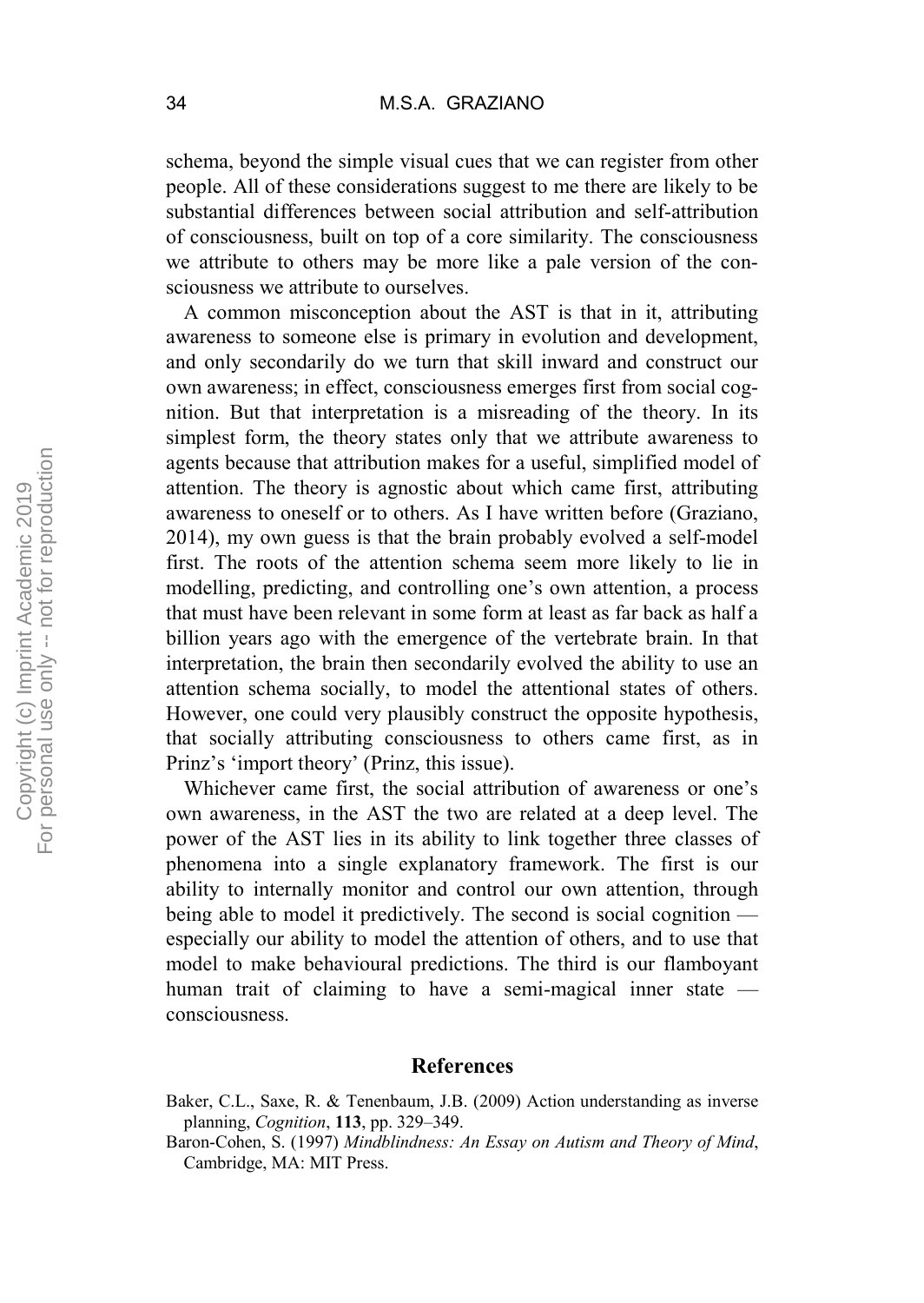schema, beyond the simple visual cues that we can register from other people. All of these considerations suggest to me there are likely to be substantial differences between social attribution and self-attribution of consciousness, built on top of a core similarity. The consciousness we attribute to others may be more like a pale version of the consciousness we attribute to ourselves.

A common misconception about the AST is that in it, attributing awareness to someone else is primary in evolution and development, and only secondarily do we turn that skill inward and construct our own awareness; in effect, consciousness emerges first from social cognition. But that interpretation is a misreading of the theory. In its simplest form, the theory states only that we attribute awareness to agents because that attribution makes for a useful, simplified model of attention. The theory is agnostic about which came first, attributing awareness to oneself or to others. As I have written before (Graziano, 2014), my own guess is that the brain probably evolved a self-model first. The roots of the attention schema seem more likely to lie in modelling, predicting, and controlling one's own attention, a process that must have been relevant in some form at least as far back as half a billion years ago with the emergence of the vertebrate brain. In that interpretation, the brain then secondarily evolved the ability to use an attention schema socially, to model the attentional states of others. However, one could very plausibly construct the opposite hypothesis, that socially attributing consciousness to others came first, as in Prinz's 'import theory' (Prinz, this issue).

Whichever came first, the social attribution of awareness or one's own awareness, in the AST the two are related at a deep level. The power of the AST lies in its ability to link together three classes of phenomena into a single explanatory framework. The first is our ability to internally monitor and control our own attention, through being able to model it predictively. The second is social cognition — especially our ability to model the attention of others, and to use that model to make behavioural predictions. The third is our flamboyant human trait of claiming to have a semi-magical inner state — consciousness.

## References

Baker, C.L., Saxe, R. & Tenenbaum, J.B. (2009) Action understanding as inverse planning, *Cognition*, **113**, pp. 329–349.

Baron-Cohen, S. (1997) *Mindblindness: An Essay on Autism and Theory of Mind*, Cambridge, MA: MIT Press.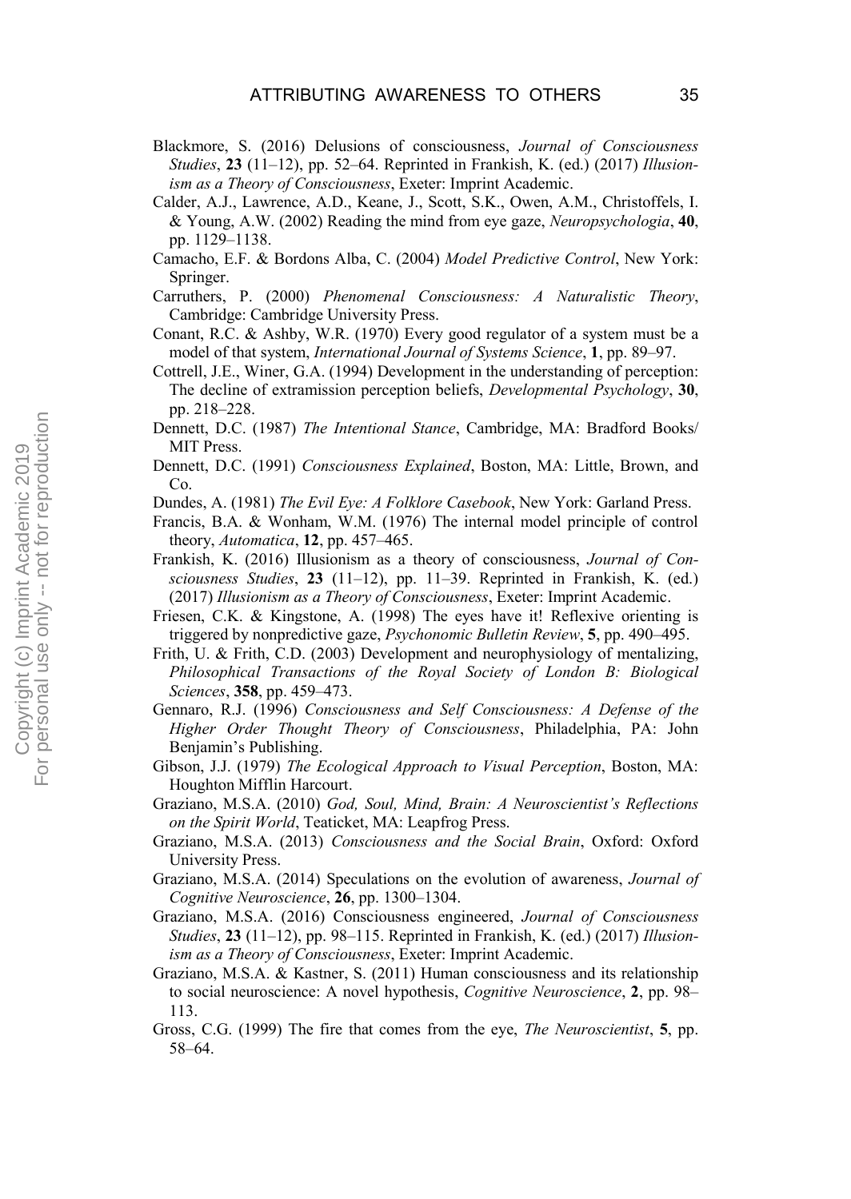Blackmore, S. (2016) Delusions of consciousness, *Journal of Consciousness Studies*, **23** (11–12), pp. 52–64. Reprinted in Frankish, K. (ed.) (2017) *Illusionism as a Theory of Consciousness*, Exeter: Imprint Academic.

Calder, A.J., Lawrence, A.D., Keane, J., Scott, S.K., Owen, A.M., Christoffels, I. & Young, A.W. (2002) Reading the mind from eye gaze, *Neuropsychologia*, **40**, pp. 1129–1138.

Camacho, E.F. & Bordons Alba, C. (2004) *Model Predictive Control*, New York: Springer.

Carruthers, P. (2000) *Phenomenal Consciousness: A Naturalistic Theory*, Cambridge: Cambridge University Press.

Conant, R.C. & Ashby, W.R. (1970) Every good regulator of a system must be a model of that system, *International Journal of Systems Science*, **1**, pp. 89–97.

Cottrell, J.E., Winer, G.A. (1994) Development in the understanding of perception: The decline of extramission perception beliefs, *Developmental Psychology*, **30**, pp. 218–228.

Dennett, D.C. (1987) *The Intentional Stance*, Cambridge, MA: Bradford Books/ MIT Press.

Dennett, D.C. (1991) *Consciousness Explained*, Boston, MA: Little, Brown, and Co.

Dundes, A. (1981) *The Evil Eye: A Folklore Casebook*, New York: Garland Press.

Francis, B.A. & Wonham, W.M. (1976) The internal model principle of control theory, *Automatica*, **12**, pp. 457–465.

Frankish, K. (2016) Illusionism as a theory of consciousness, *Journal of Consciousness Studies*, **23** (11–12), pp. 11–39. Reprinted in Frankish, K. (ed.) (2017) *Illusionism as a Theory of Consciousness*, Exeter: Imprint Academic.

Friesen, C.K. & Kingstone, A. (1998) The eyes have it! Reflexive orienting is triggered by nonpredictive gaze, *Psychonomic Bulletin Review*, **5**, pp. 490–495.

Frith, U. & Frith, C.D. (2003) Development and neurophysiology of mentalizing, *Philosophical Transactions of the Royal Society of London B: Biological Sciences*, **358**, pp. 459–473.

Gennaro, R.J. (1996) *Consciousness and Self Consciousness: A Defense of the Higher Order Thought Theory of Consciousness*, Philadelphia, PA: John Benjamin's Publishing.

Gibson, J.J. (1979) *The Ecological Approach to Visual Perception*, Boston, MA: Houghton Mifflin Harcourt.

Graziano, M.S.A. (2010) *God, Soul, Mind, Brain: A Neuroscientist's Reflections on the Spirit World*, Teaticket, MA: Leapfrog Press.

Graziano, M.S.A. (2013) *Consciousness and the Social Brain*, Oxford: Oxford University Press.

Graziano, M.S.A. (2014) Speculations on the evolution of awareness, *Journal of Cognitive Neuroscience*, **26**, pp. 1300–1304.

Graziano, M.S.A. (2016) Consciousness engineered, *Journal of Consciousness Studies*, **23** (11–12), pp. 98–115. Reprinted in Frankish, K. (ed.) (2017) *Illusionism as a Theory of Consciousness*, Exeter: Imprint Academic.

Graziano, M.S.A. & Kastner, S. (2011) Human consciousness and its relationship to social neuroscience: A novel hypothesis, *Cognitive Neuroscience*, **2**, pp. 98–113.

Gross, C.G. (1999) The fire that comes from the eye, *The Neuroscientist*, **5**, pp. 58–64.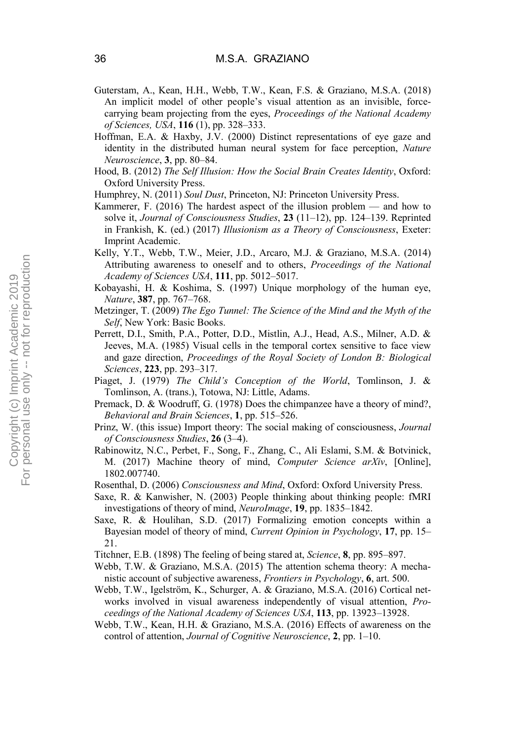Guterstam, A., Kean, H.H., Webb, T.W., Kean, F.S. & Graziano, M.S.A. (2018) An implicit model of other people's visual attention as an invisible, force-carrying beam projecting from the eyes, *Proceedings of the National Academy of Sciences, USA*, **116** (1), pp. 328–333.

Hoffman, E.A. & Haxby, J.V. (2000) Distinct representations of eye gaze and identity in the distributed human neural system for face perception, *Nature Neuroscience*, **3**, pp. 80–84.

Hood, B. (2012) *The Self Illusion: How the Social Brain Creates Identity*, Oxford: Oxford University Press.

Humphrey, N. (2011) *Soul Dust*, Princeton, NJ: Princeton University Press.

Kammerer, F. (2016) The hardest aspect of the illusion problem — and how to solve it, *Journal of Consciousness Studies*, **23** (11–12), pp. 124–139. Reprinted in Frankish, K. (ed.) (2017) *Illusionism as a Theory of Consciousness*, Exeter: Imprint Academic.

Kelly, Y.T., Webb, T.W., Meier, J.D., Arcaro, M.J. & Graziano, M.S.A. (2014) Attributing awareness to oneself and to others, *Proceedings of the National Academy of Sciences USA*, **111**, pp. 5012–5017.

Kobayashi, H. & Koshima, S. (1997) Unique morphology of the human eye, *Nature*, **387**, pp. 767–768.

Metzinger, T. (2009) *The Ego Tunnel: The Science of the Mind and the Myth of the Self*, New York: Basic Books.

Perrett, D.I., Smith, P.A., Potter, D.D., Mistlin, A.J., Head, A.S., Milner, A.D. & Jeeves, M.A. (1985) Visual cells in the temporal cortex sensitive to face view and gaze direction, *Proceedings of the Royal Society of London B: Biological Sciences*, **223**, pp. 293–317.

Piaget, J. (1979) *The Child's Conception of the World*, Tomlinson, J. & Tomlinson, A. (trans.), Totowa, NJ: Little, Adams.

Premack, D. & Woodruff, G. (1978) Does the chimpanzee have a theory of mind?, *Behavioral and Brain Sciences*, **1**, pp. 515–526.

Prinz, W. (this issue) Import theory: The social making of consciousness, *Journal of Consciousness Studies*, **26** (3–4).

Rabinowitz, N.C., Perbet, F., Song, F., Zhang, C., Ali Eslami, S.M. & Botvinick, M. (2017) Machine theory of mind, *Computer Science arXiv*, [Online], 1802.007740.

Rosenthal, D. (2006) *Consciousness and Mind*, Oxford: Oxford University Press.

Saxe, R. & Kanwisher, N. (2003) People thinking about thinking people: fMRI investigations of theory of mind, *NeuroImage*, **19**, pp. 1835–1842.

Saxe, R. & Houlihan, S.D. (2017) Formalizing emotion concepts within a Bayesian model of theory of mind, *Current Opinion in Psychology*, **17**, pp. 15–21.

Titchner, E.B. (1898) The feeling of being stared at, *Science*, **8**, pp. 895–897.

Webb, T.W. & Graziano, M.S.A. (2015) The attention schema theory: A mechanistic account of subjective awareness, *Frontiers in Psychology*, **6**, art. 500.

Webb, T.W., Igelström, K., Schurger, A. & Graziano, M.S.A. (2016) Cortical networks involved in visual awareness independently of visual attention, *Proceedings of the National Academy of Sciences USA*, **113**, pp. 13923–13928.

Webb, T.W., Kean, H.H. & Graziano, M.S.A. (2016) Effects of awareness on the control of attention, *Journal of Cognitive Neuroscience*, **2**, pp. 1–10.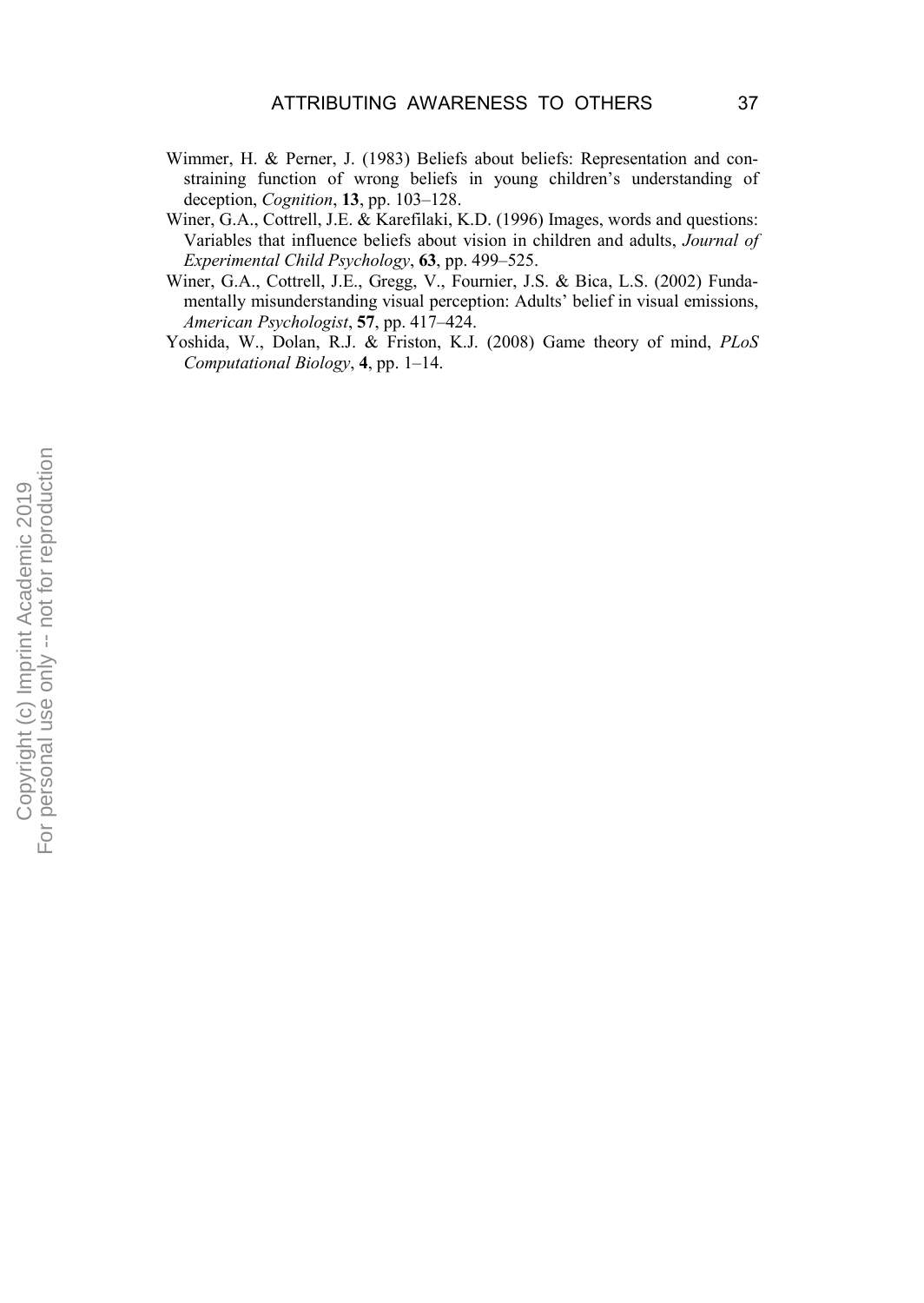Wimmer, H. & Perner, J. (1983) Beliefs about beliefs: Representation and constraining function of wrong beliefs in young children's understanding of deception, *Cognition*, **13**, pp. 103–128.

Winer, G.A., Cottrell, J.E. & Karefilaki, K.D. (1996) Images, words and questions: Variables that influence beliefs about vision in children and adults, *Journal of Experimental Child Psychology*, **63**, pp. 499–525.

Winer, G.A., Cottrell, J.E., Gregg, V., Fournier, J.S. & Bica, L.S. (2002) Fundamentally misunderstanding visual perception: Adults' belief in visual emissions, *American Psychologist*, **57**, pp. 417–424.

Yoshida, W., Dolan, R.J. & Friston, K.J. (2008) Game theory of mind, *PLoS Computational Biology*, **4**, pp. 1–14.

Copyright (c) Imprint Academic 2019
For personal use only -- not for reproduction